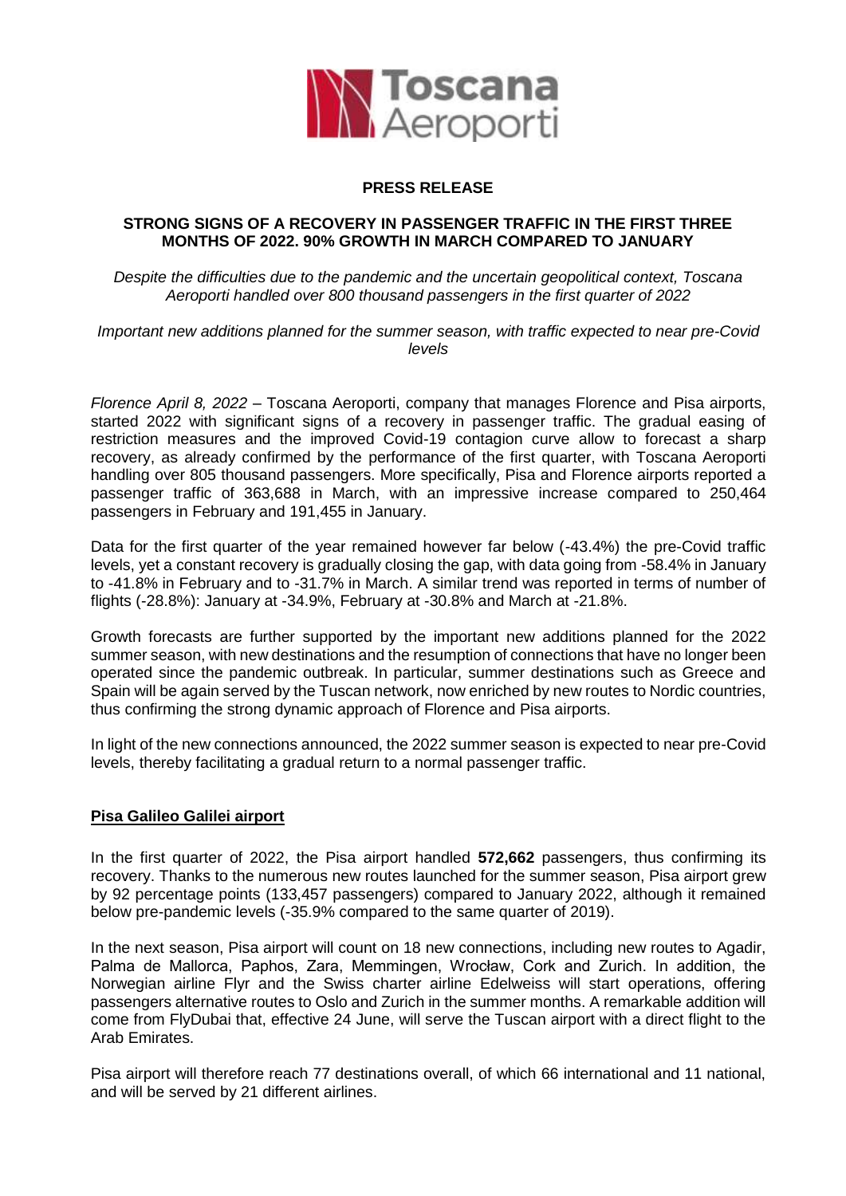Toscana Aeroporti

**PRESS RELEASE**

**STRONG SIGNS OF A RECOVERY IN PASSENGER TRAFFIC IN THE FIRST THREE MONTHS OF 2022. 90% GROWTH IN MARCH COMPARED TO JANUARY**

*Despite the difficulties due to the pandemic and the uncertain geopolitical context, Toscana Aeroporti handled over 800 thousand passengers in the first quarter of 2022*

*Important new additions planned for the summer season, with traffic expected to near pre-Covid levels*

*Florence April 8, 2022* – Toscana Aeroporti, company that manages Florence and Pisa airports, started 2022 with significant signs of a recovery in passenger traffic. The gradual easing of restriction measures and the improved Covid-19 contagion curve allow to forecast a sharp recovery, as already confirmed by the performance of the first quarter, with Toscana Aeroporti handling over 805 thousand passengers. More specifically, Pisa and Florence airports reported a passenger traffic of 363,688 in March, with an impressive increase compared to 250,464 passengers in February and 191,455 in January.

Data for the first quarter of the year remained however far below (-43.4%) the pre-Covid traffic levels, yet a constant recovery is gradually closing the gap, with data going from -58.4% in January to -41.8% in February and to -31.7% in March. A similar trend was reported in terms of number of flights (-28.8%): January at -34.9%, February at -30.8% and March at -21.8%.

Growth forecasts are further supported by the important new additions planned for the 2022 summer season, with new destinations and the resumption of connections that have no longer been operated since the pandemic outbreak. In particular, summer destinations such as Greece and Spain will be again served by the Tuscan network, now enriched by new routes to Nordic countries, thus confirming the strong dynamic approach of Florence and Pisa airports.

In light of the new connections announced, the 2022 summer season is expected to near pre-Covid levels, thereby facilitating a gradual return to a normal passenger traffic.

## Pisa Galileo Galilei airport

In the first quarter of 2022, the Pisa airport handled **572,662** passengers, thus confirming its recovery. Thanks to the numerous new routes launched for the summer season, Pisa airport grew by 92 percentage points (133,457 passengers) compared to January 2022, although it remained below pre-pandemic levels (-35.9% compared to the same quarter of 2019).

In the next season, Pisa airport will count on 18 new connections, including new routes to Agadir, Palma de Mallorca, Paphos, Zara, Memmingen, Wrocław, Cork and Zurich. In addition, the Norwegian airline Flyr and the Swiss charter airline Edelweiss will start operations, offering passengers alternative routes to Oslo and Zurich in the summer months. A remarkable addition will come from FlyDubai that, effective 24 June, will serve the Tuscan airport with a direct flight to the Arab Emirates.

Pisa airport will therefore reach 77 destinations overall, of which 66 international and 11 national, and will be served by 21 different airlines.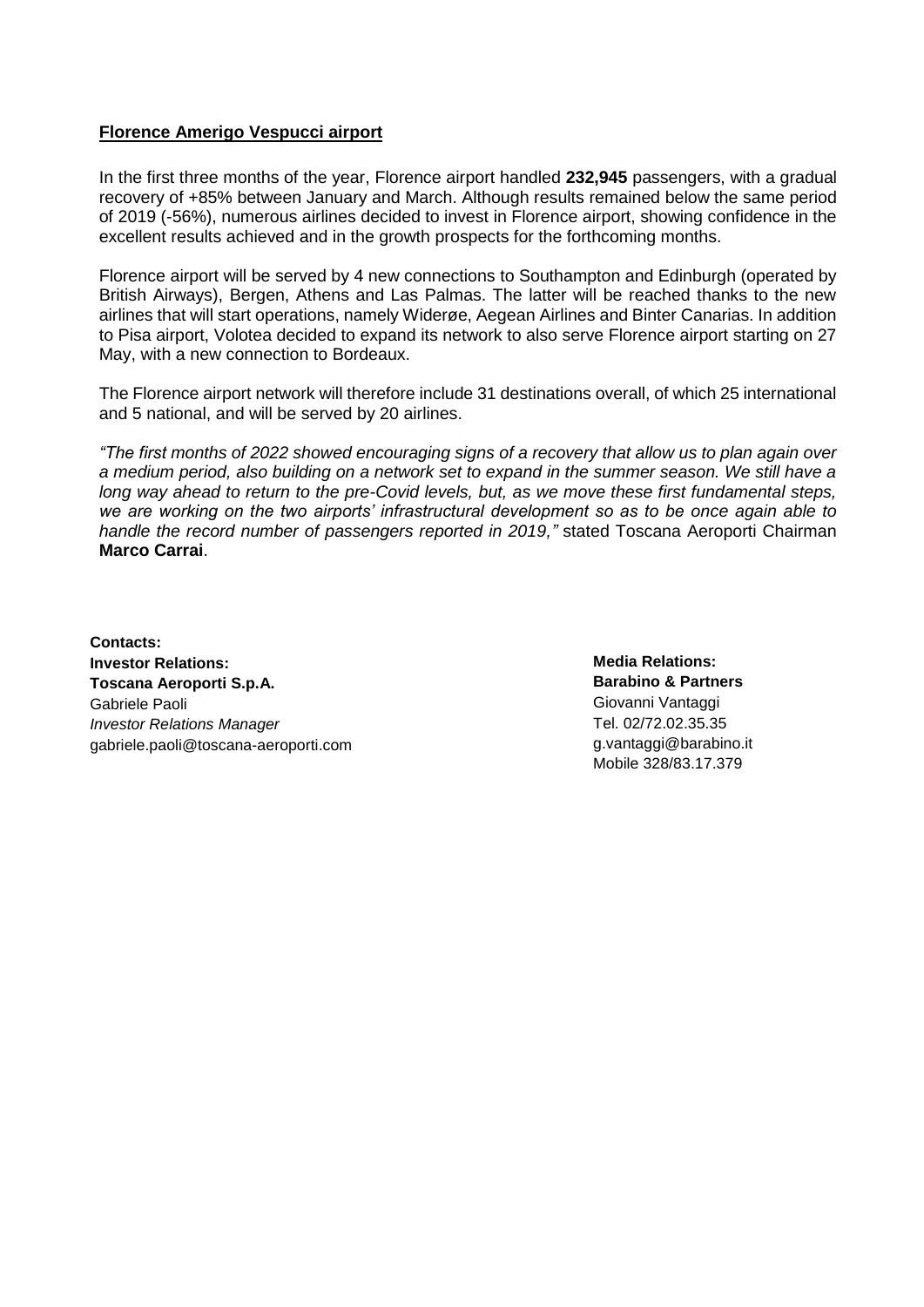**<u>Florence Amerigo Vespucci airport</u>**

In the first three months of the year, Florence airport handled **232,945** passengers, with a gradual recovery of +85% between January and March. Although results remained below the same period of 2019 (-56%), numerous airlines decided to invest in Florence airport, showing confidence in the excellent results achieved and in the growth prospects for the forthcoming months.

Florence airport will be served by 4 new connections to Southampton and Edinburgh (operated by British Airways), Bergen, Athens and Las Palmas. The latter will be reached thanks to the new airlines that will start operations, namely Widerøe, Aegean Airlines and Binter Canarias. In addition to Pisa airport, Volotea decided to expand its network to also serve Florence airport starting on 27 May, with a new connection to Bordeaux.

The Florence airport network will therefore include 31 destinations overall, of which 25 international and 5 national, and will be served by 20 airlines.

*"The first months of 2022 showed encouraging signs of a recovery that allow us to plan again over a medium period, also building on a network set to expand in the summer season. We still have a long way ahead to return to the pre-Covid levels, but, as we move these first fundamental steps, we are working on the two airports' infrastructural development so as to be once again able to handle the record number of passengers reported in 2019,"* stated Toscana Aeroporti Chairman **Marco Carrai**.

**Contacts:**

**Investor Relations:**
**Toscana Aeroporti S.p.A.**
Gabriele Paoli
*Investor Relations Manager*
gabriele.paoli@toscana-aeroporti.com

**Media Relations:**
**Barabino & Partners**
Giovanni Vantaggi
Tel. 02/72.02.35.35
g.vantaggi@barabino.it
Mobile 328/83.17.379